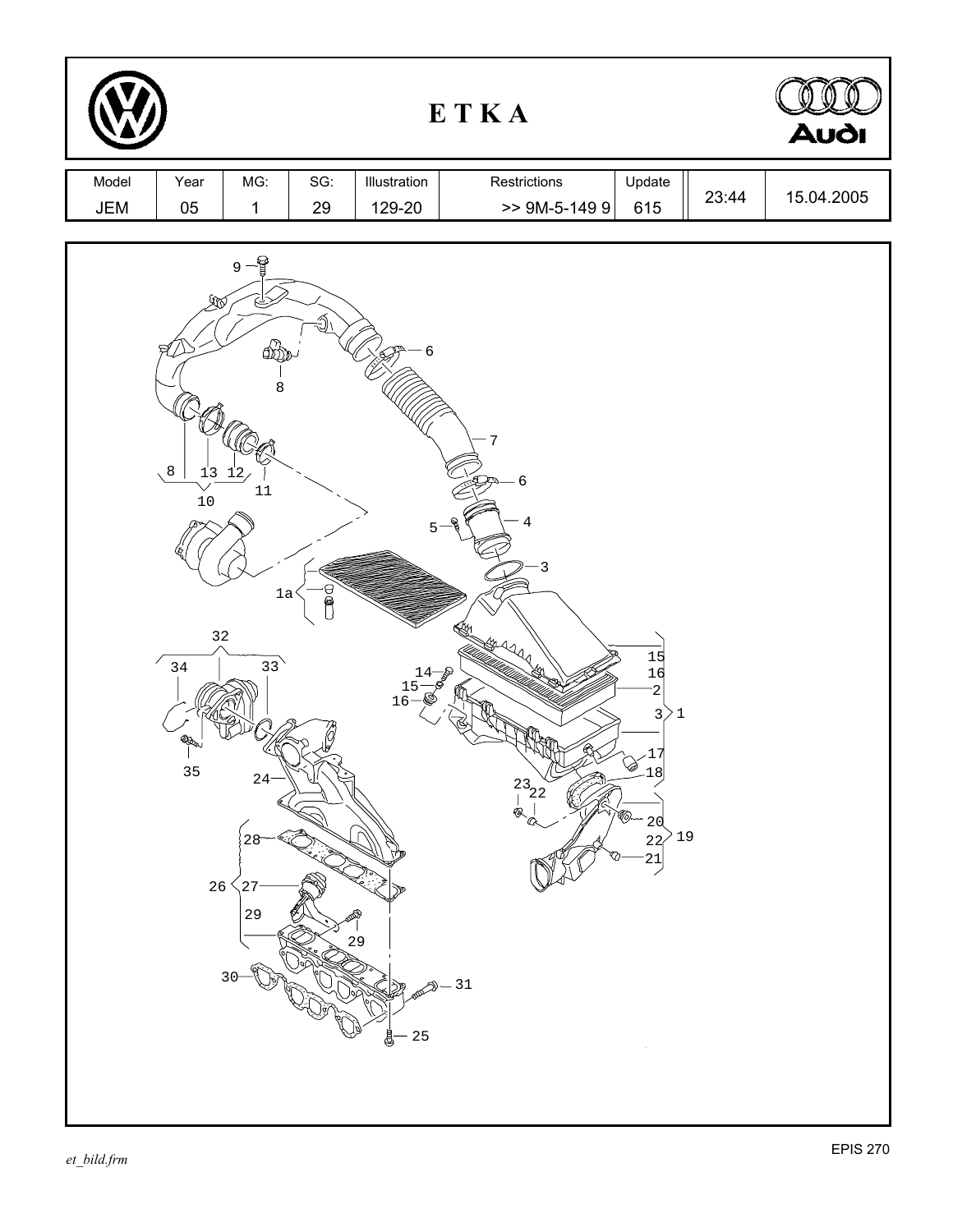# E T K A

| Model | Year | MG: | SG: | Illustration | Restrictions | Update | | |
|---|---|---|---|---|---|---|---|---|
| JEM | 05 | 1 | 29 | 129-20 | >> 9M-5-149 9 | 615 | 23:44 | 15.04.2005 |

et_bild.frm

EPIS 270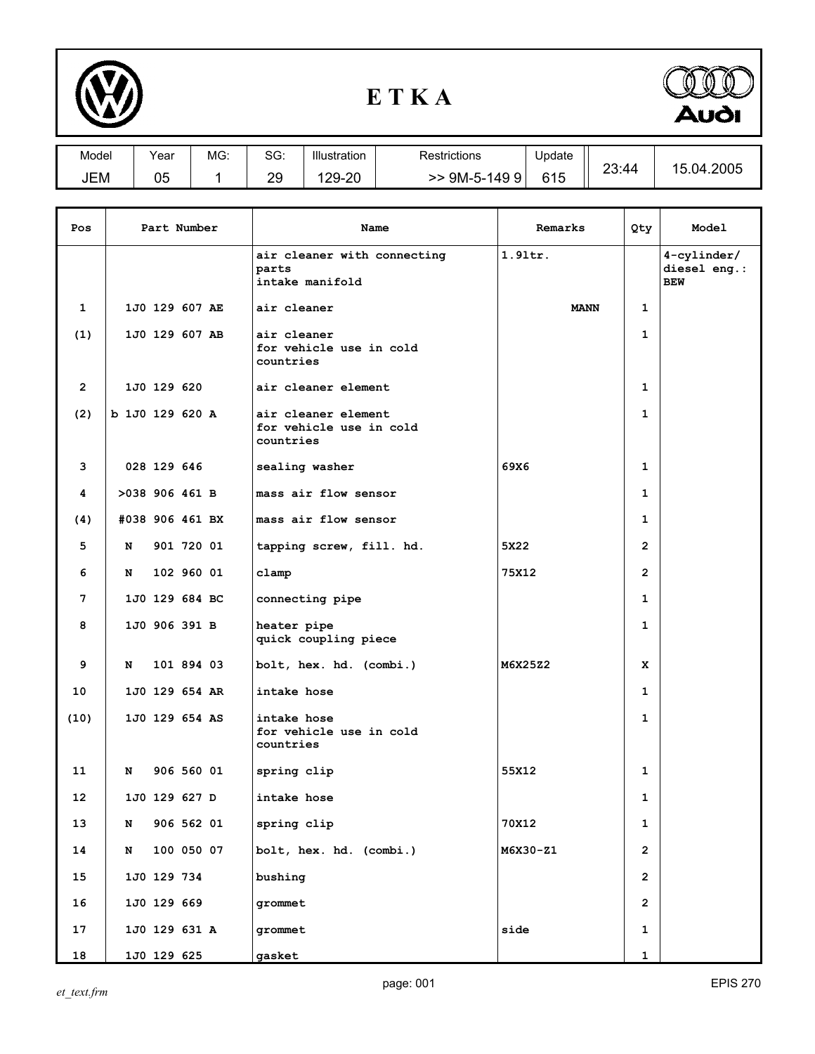# ETKA

| Model | Year | MG: | SG: | Illustration | Restrictions | Update | | |
|---|---|---|---|---|---|---|---|---|
| JEM | 05 | 1 | 29 | 129-20 | >> 9M-5-149 9 | 615 | 23:44 | 15.04.2005 |

| Pos | Part Number | Name | Remarks | Qty | Model |
|---|---|---|---|---|---|
| | | air cleaner with connecting parts intake manifold | 1.9ltr. | | 4-cylinder/ diesel eng.: **BEW** |
| 1 | 1J0 129 607 **AE** | air cleaner | **MANN** | 1 | |
| (1) | 1J0 129 607 **AB** | air cleaner for vehicle use in cold countries | | 1 | |
| 2 | 1J0 129 620 | air cleaner element | | 1 | |
| (2) | b 1J0 129 620 **A** | air cleaner element for vehicle use in cold countries | | 1 | |
| 3 | 028 129 646 | sealing washer | 69X6 | 1 | |
| 4 | >038 906 461 **B** | mass air flow sensor | | 1 | |
| (4) | #038 906 461 **BX** | mass air flow sensor | | 1 | |
| 5 | N 901 720 01 | tapping screw, fill. hd. | 5X22 | 2 | |
| 6 | N 102 960 01 | clamp | 75X12 | 2 | |
| 7 | 1J0 129 684 **BC** | connecting pipe | | 1 | |
| 8 | 1J0 906 391 **B** | heater pipe quick coupling piece | | 1 | |
| 9 | N 101 894 03 | bolt, hex. hd. (combi.) | M6X25Z2 | X | |
| 10 | 1J0 129 654 **AR** | intake hose | | 1 | |
| (10) | 1J0 129 654 **AS** | intake hose for vehicle use in cold countries | | 1 | |
| 11 | N 906 560 01 | spring clip | 55X12 | 1 | |
| 12 | 1J0 129 627 **D** | intake hose | | 1 | |
| 13 | N 906 562 01 | spring clip | 70X12 | 1 | |
| 14 | N 100 050 07 | bolt, hex. hd. (combi.) | M6X30-Z1 | 2 | |
| 15 | 1J0 129 734 | bushing | | 2 | |
| 16 | 1J0 129 669 | grommet | | 2 | |
| 17 | 1J0 129 631 **A** | grommet | side | 1 | |
| 18 | 1J0 129 625 | gasket | | 1 | |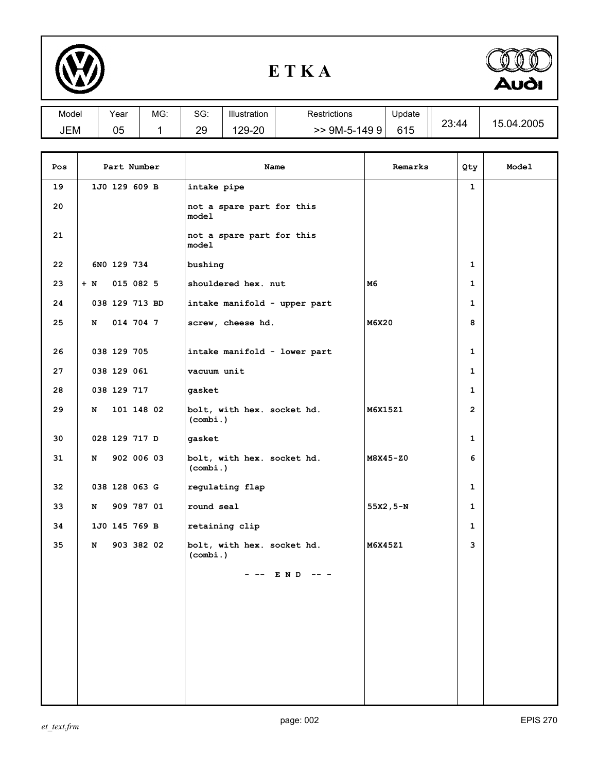| Model | Year | MG: | SG: | Illustration | Restrictions | Update | | |
|---|---|---|---|---|---|---|---|---|
| JEM | 05 | 1 | 29 | 129-20 | >> 9M-5-149 9 | 615 | 23:44 | 15.04.2005 |

| Pos | Part Number | Name | Remarks | Qty | Model |
|---|---|---|---|---|---|
| 19 | 1J0 129 609 B | intake pipe | | 1 | |
| 20 | | not a spare part for this model | | | |
| 21 | | not a spare part for this model | | | |
| 22 | 6N0 129 734 | bushing | | 1 | |
| 23 | + N 015 082 5 | shouldered hex. nut | M6 | 1 | |
| 24 | 038 129 713 BD | intake manifold - upper part | | 1 | |
| 25 | N 014 704 7 | screw, cheese hd. | M6X20 | 8 | |
| 26 | 038 129 705 | intake manifold - lower part | | 1 | |
| 27 | 038 129 061 | vacuum unit | | 1 | |
| 28 | 038 129 717 | gasket | | 1 | |
| 29 | N 101 148 02 | bolt, with hex. socket hd. (combi.) | M6X15Z1 | 2 | |
| 30 | 028 129 717 D | gasket | | 1 | |
| 31 | N 902 006 03 | bolt, with hex. socket hd. (combi.) | M8X45-Z0 | 6 | |
| 32 | 038 128 063 G | regulating flap | | 1 | |
| 33 | N 909 787 01 | round seal | 55X2,5-N | 1 | |
| 34 | 1J0 145 769 B | retaining clip | | 1 | |
| 35 | N 903 382 02 | bolt, with hex. socket hd. (combi.) | M6X45Z1 | 3 | |
| | | - -- E N D -- - | | | |